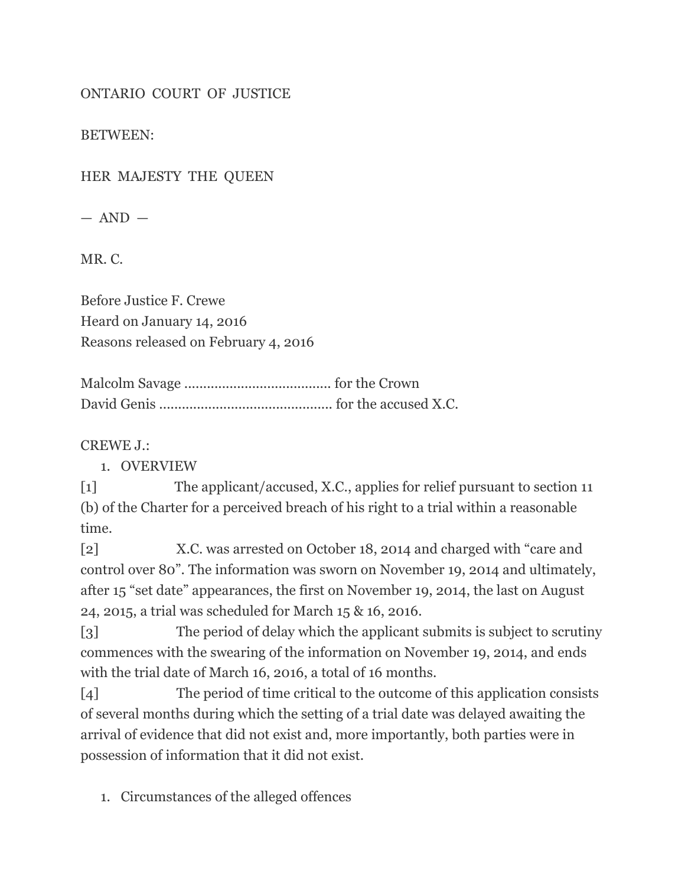ONTARIO COURT OF JUSTICE

BETWEEN:

HER MAJESTY THE QUEEN

— AND —

MR. C.

Before Justice F. Crewe
Heard on January 14, 2016
Reasons released on February 4, 2016

Malcolm Savage ...................................... for the Crown
David Genis ............................................. for the accused X.C.

CREWE J.:

1. OVERVIEW

[1] The applicant/accused, X.C., applies for relief pursuant to section 11 (b) of the Charter for a perceived breach of his right to a trial within a reasonable time.

[2] X.C. was arrested on October 18, 2014 and charged with "care and control over 80". The information was sworn on November 19, 2014 and ultimately, after 15 "set date" appearances, the first on November 19, 2014, the last on August 24, 2015, a trial was scheduled for March 15 & 16, 2016.

[3] The period of delay which the applicant submits is subject to scrutiny commences with the swearing of the information on November 19, 2014, and ends with the trial date of March 16, 2016, a total of 16 months.

[4] The period of time critical to the outcome of this application consists of several months during which the setting of a trial date was delayed awaiting the arrival of evidence that did not exist and, more importantly, both parties were in possession of information that it did not exist.

1. Circumstances of the alleged offences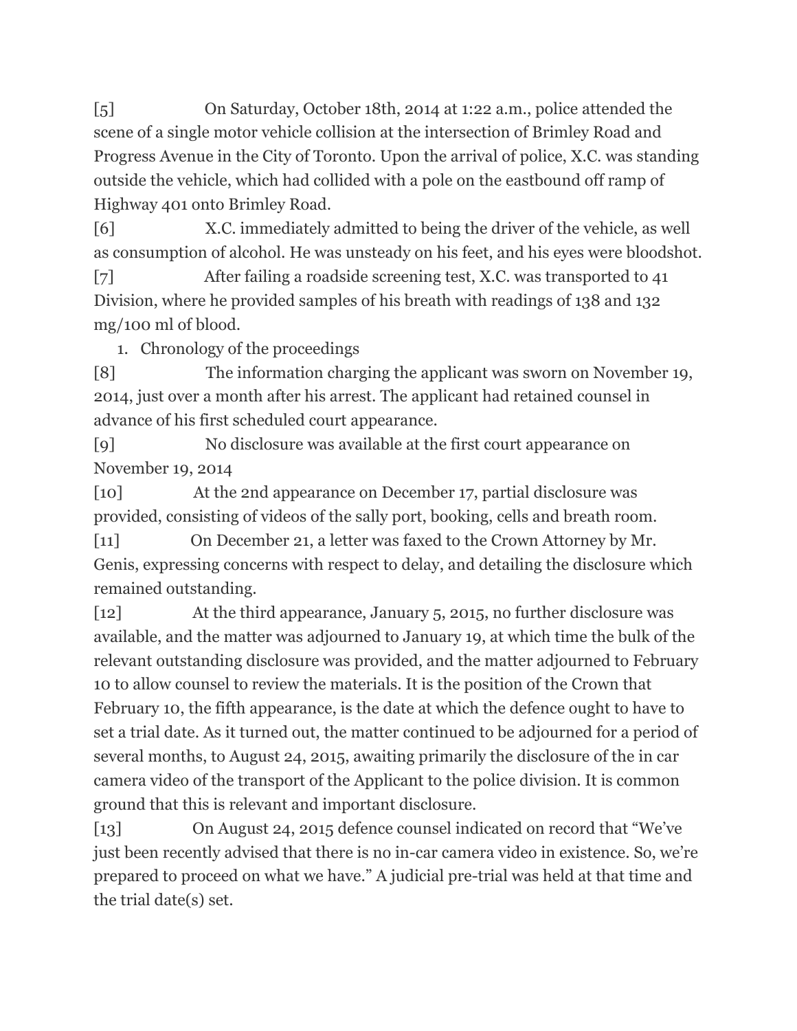[5] On Saturday, October 18th, 2014 at 1:22 a.m., police attended the scene of a single motor vehicle collision at the intersection of Brimley Road and Progress Avenue in the City of Toronto. Upon the arrival of police, X.C. was standing outside the vehicle, which had collided with a pole on the eastbound off ramp of Highway 401 onto Brimley Road.

[6] X.C. immediately admitted to being the driver of the vehicle, as well as consumption of alcohol. He was unsteady on his feet, and his eyes were bloodshot.

[7] After failing a roadside screening test, X.C. was transported to 41 Division, where he provided samples of his breath with readings of 138 and 132 mg/100 ml of blood.

1. Chronology of the proceedings

[8] The information charging the applicant was sworn on November 19, 2014, just over a month after his arrest. The applicant had retained counsel in advance of his first scheduled court appearance.

[9] No disclosure was available at the first court appearance on November 19, 2014

[10] At the 2nd appearance on December 17, partial disclosure was provided, consisting of videos of the sally port, booking, cells and breath room.

[11] On December 21, a letter was faxed to the Crown Attorney by Mr. Genis, expressing concerns with respect to delay, and detailing the disclosure which remained outstanding.

[12] At the third appearance, January 5, 2015, no further disclosure was available, and the matter was adjourned to January 19, at which time the bulk of the relevant outstanding disclosure was provided, and the matter adjourned to February 10 to allow counsel to review the materials. It is the position of the Crown that February 10, the fifth appearance, is the date at which the defence ought to have to set a trial date. As it turned out, the matter continued to be adjourned for a period of several months, to August 24, 2015, awaiting primarily the disclosure of the in car camera video of the transport of the Applicant to the police division. It is common ground that this is relevant and important disclosure.

[13] On August 24, 2015 defence counsel indicated on record that "We've just been recently advised that there is no in-car camera video in existence. So, we're prepared to proceed on what we have." A judicial pre-trial was held at that time and the trial date(s) set.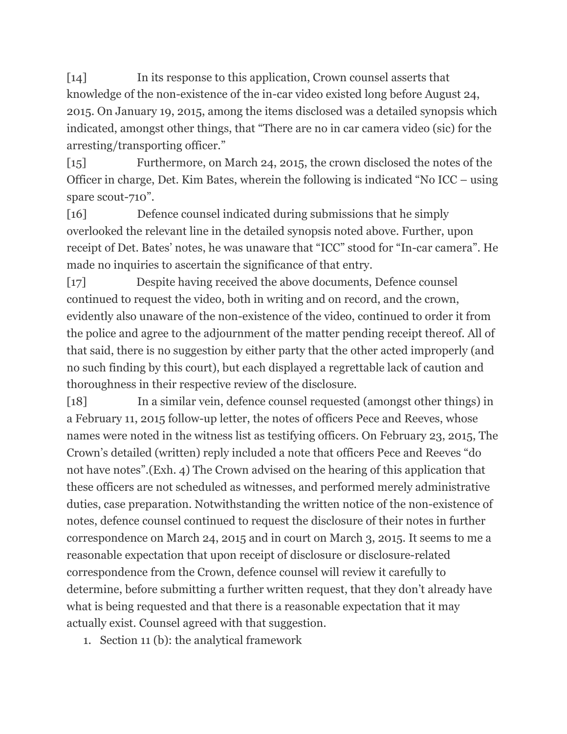[14] In its response to this application, Crown counsel asserts that knowledge of the non-existence of the in-car video existed long before August 24, 2015. On January 19, 2015, among the items disclosed was a detailed synopsis which indicated, amongst other things, that "There are no in car camera video (sic) for the arresting/transporting officer."

[15] Furthermore, on March 24, 2015, the crown disclosed the notes of the Officer in charge, Det. Kim Bates, wherein the following is indicated "No ICC – using spare scout-710".

[16] Defence counsel indicated during submissions that he simply overlooked the relevant line in the detailed synopsis noted above. Further, upon receipt of Det. Bates' notes, he was unaware that "ICC" stood for "In-car camera". He made no inquiries to ascertain the significance of that entry.

[17] Despite having received the above documents, Defence counsel continued to request the video, both in writing and on record, and the crown, evidently also unaware of the non-existence of the video, continued to order it from the police and agree to the adjournment of the matter pending receipt thereof. All of that said, there is no suggestion by either party that the other acted improperly (and no such finding by this court), but each displayed a regrettable lack of caution and thoroughness in their respective review of the disclosure.

[18] In a similar vein, defence counsel requested (amongst other things) in a February 11, 2015 follow-up letter, the notes of officers Pece and Reeves, whose names were noted in the witness list as testifying officers. On February 23, 2015, The Crown's detailed (written) reply included a note that officers Pece and Reeves "do not have notes".(Exh. 4) The Crown advised on the hearing of this application that these officers are not scheduled as witnesses, and performed merely administrative duties, case preparation. Notwithstanding the written notice of the non-existence of notes, defence counsel continued to request the disclosure of their notes in further correspondence on March 24, 2015 and in court on March 3, 2015. It seems to me a reasonable expectation that upon receipt of disclosure or disclosure-related correspondence from the Crown, defence counsel will review it carefully to determine, before submitting a further written request, that they don't already have what is being requested and that there is a reasonable expectation that it may actually exist. Counsel agreed with that suggestion.

1. Section 11 (b): the analytical framework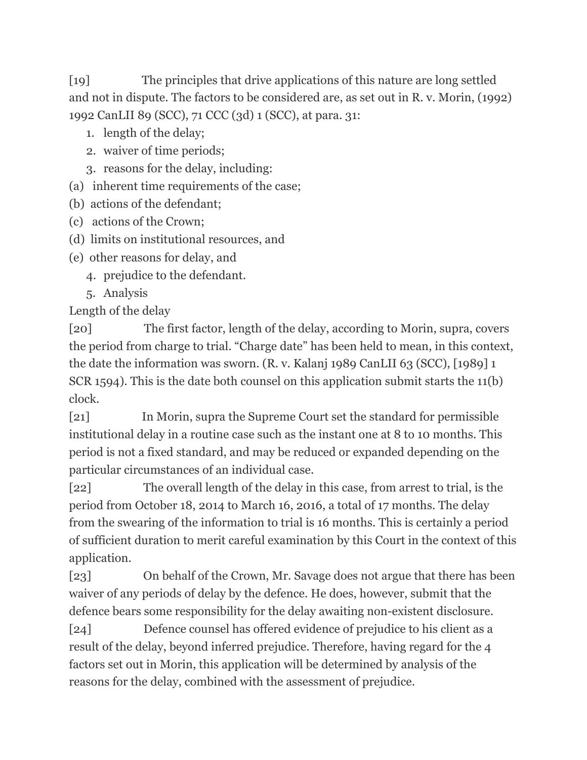[19] The principles that drive applications of this nature are long settled and not in dispute. The factors to be considered are, as set out in R. v. Morin, (1992) 1992 CanLII 89 (SCC), 71 CCC (3d) 1 (SCC), at para. 31:

1. length of the delay;
2. waiver of time periods;
3. reasons for the delay, including:

(a) inherent time requirements of the case;

(b) actions of the defendant;

(c) actions of the Crown;

(d) limits on institutional resources, and

(e) other reasons for delay, and

4. prejudice to the defendant.
5. Analysis

Length of the delay

[20] The first factor, length of the delay, according to Morin, supra, covers the period from charge to trial. "Charge date" has been held to mean, in this context, the date the information was sworn. (R. v. Kalanj 1989 CanLII 63 (SCC), [1989] 1 SCR 1594). This is the date both counsel on this application submit starts the 11(b) clock.

[21] In Morin, supra the Supreme Court set the standard for permissible institutional delay in a routine case such as the instant one at 8 to 10 months. This period is not a fixed standard, and may be reduced or expanded depending on the particular circumstances of an individual case.

[22] The overall length of the delay in this case, from arrest to trial, is the period from October 18, 2014 to March 16, 2016, a total of 17 months. The delay from the swearing of the information to trial is 16 months. This is certainly a period of sufficient duration to merit careful examination by this Court in the context of this application.

[23] On behalf of the Crown, Mr. Savage does not argue that there has been waiver of any periods of delay by the defence. He does, however, submit that the defence bears some responsibility for the delay awaiting non-existent disclosure.

[24] Defence counsel has offered evidence of prejudice to his client as a result of the delay, beyond inferred prejudice. Therefore, having regard for the 4 factors set out in Morin, this application will be determined by analysis of the reasons for the delay, combined with the assessment of prejudice.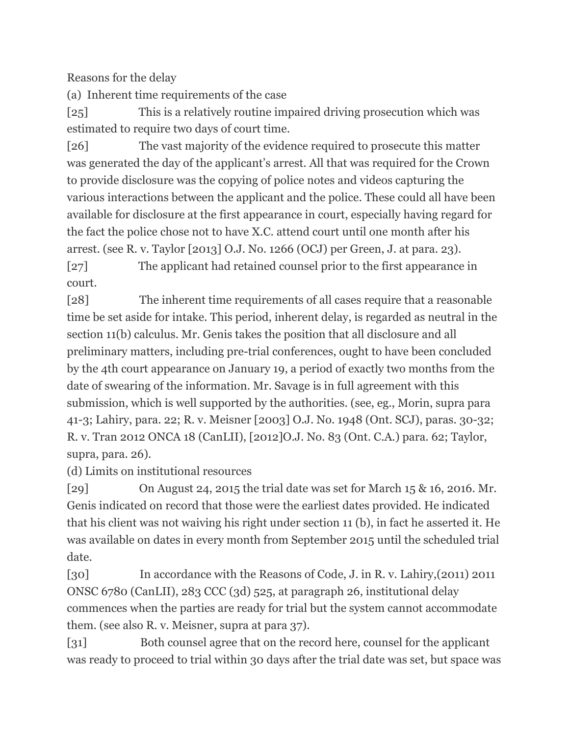Reasons for the delay

(a) Inherent time requirements of the case

[25] This is a relatively routine impaired driving prosecution which was estimated to require two days of court time.

[26] The vast majority of the evidence required to prosecute this matter was generated the day of the applicant's arrest. All that was required for the Crown to provide disclosure was the copying of police notes and videos capturing the various interactions between the applicant and the police. These could all have been available for disclosure at the first appearance in court, especially having regard for the fact the police chose not to have X.C. attend court until one month after his arrest. (see R. v. Taylor [2013] O.J. No. 1266 (OCJ) per Green, J. at para. 23).

[27] The applicant had retained counsel prior to the first appearance in court.

[28] The inherent time requirements of all cases require that a reasonable time be set aside for intake. This period, inherent delay, is regarded as neutral in the section 11(b) calculus. Mr. Genis takes the position that all disclosure and all preliminary matters, including pre-trial conferences, ought to have been concluded by the 4th court appearance on January 19, a period of exactly two months from the date of swearing of the information. Mr. Savage is in full agreement with this submission, which is well supported by the authorities. (see, eg., Morin, supra para 41-3; Lahiry, para. 22; R. v. Meisner [2003] O.J. No. 1948 (Ont. SCJ), paras. 30-32; R. v. Tran 2012 ONCA 18 (CanLII), [2012]O.J. No. 83 (Ont. C.A.) para. 62; Taylor, supra, para. 26).

(d) Limits on institutional resources

[29] On August 24, 2015 the trial date was set for March 15 & 16, 2016. Mr. Genis indicated on record that those were the earliest dates provided. He indicated that his client was not waiving his right under section 11 (b), in fact he asserted it. He was available on dates in every month from September 2015 until the scheduled trial date.

[30] In accordance with the Reasons of Code, J. in R. v. Lahiry,(2011) 2011 ONSC 6780 (CanLII), 283 CCC (3d) 525, at paragraph 26, institutional delay commences when the parties are ready for trial but the system cannot accommodate them. (see also R. v. Meisner, supra at para 37).

[31] Both counsel agree that on the record here, counsel for the applicant was ready to proceed to trial within 30 days after the trial date was set, but space was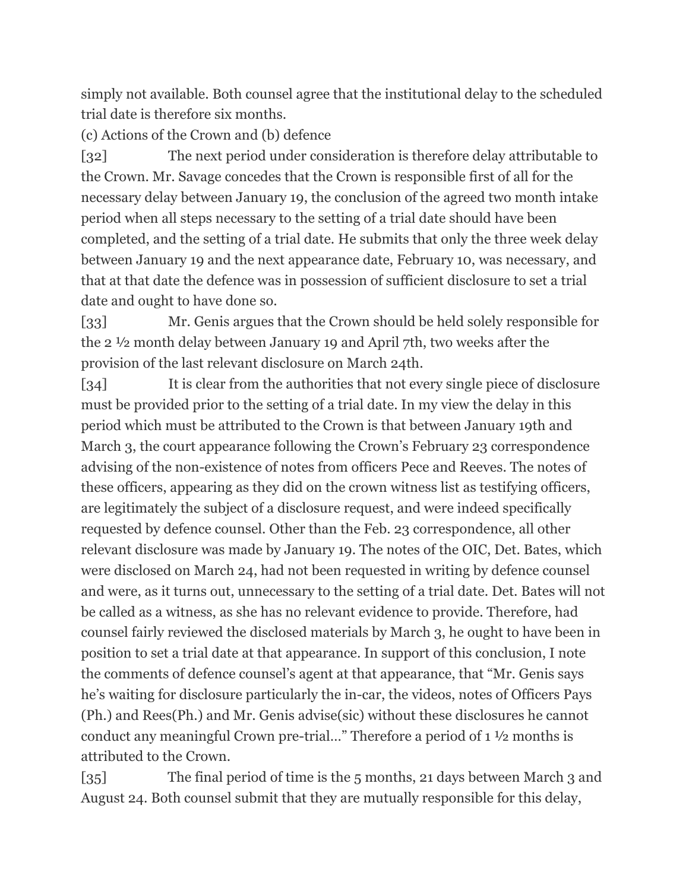simply not available. Both counsel agree that the institutional delay to the scheduled trial date is therefore six months.

(c) Actions of the Crown and (b) defence

[32] The next period under consideration is therefore delay attributable to the Crown. Mr. Savage concedes that the Crown is responsible first of all for the necessary delay between January 19, the conclusion of the agreed two month intake period when all steps necessary to the setting of a trial date should have been completed, and the setting of a trial date. He submits that only the three week delay between January 19 and the next appearance date, February 10, was necessary, and that at that date the defence was in possession of sufficient disclosure to set a trial date and ought to have done so.

[33] Mr. Genis argues that the Crown should be held solely responsible for the 2 ½ month delay between January 19 and April 7th, two weeks after the provision of the last relevant disclosure on March 24th.

[34] It is clear from the authorities that not every single piece of disclosure must be provided prior to the setting of a trial date. In my view the delay in this period which must be attributed to the Crown is that between January 19th and March 3, the court appearance following the Crown's February 23 correspondence advising of the non-existence of notes from officers Pece and Reeves. The notes of these officers, appearing as they did on the crown witness list as testifying officers, are legitimately the subject of a disclosure request, and were indeed specifically requested by defence counsel. Other than the Feb. 23 correspondence, all other relevant disclosure was made by January 19. The notes of the OIC, Det. Bates, which were disclosed on March 24, had not been requested in writing by defence counsel and were, as it turns out, unnecessary to the setting of a trial date. Det. Bates will not be called as a witness, as she has no relevant evidence to provide. Therefore, had counsel fairly reviewed the disclosed materials by March 3, he ought to have been in position to set a trial date at that appearance. In support of this conclusion, I note the comments of defence counsel's agent at that appearance, that "Mr. Genis says he's waiting for disclosure particularly the in-car, the videos, notes of Officers Pays (Ph.) and Rees(Ph.) and Mr. Genis advise(sic) without these disclosures he cannot conduct any meaningful Crown pre-trial…" Therefore a period of 1 ½ months is attributed to the Crown.

[35] The final period of time is the 5 months, 21 days between March 3 and August 24. Both counsel submit that they are mutually responsible for this delay,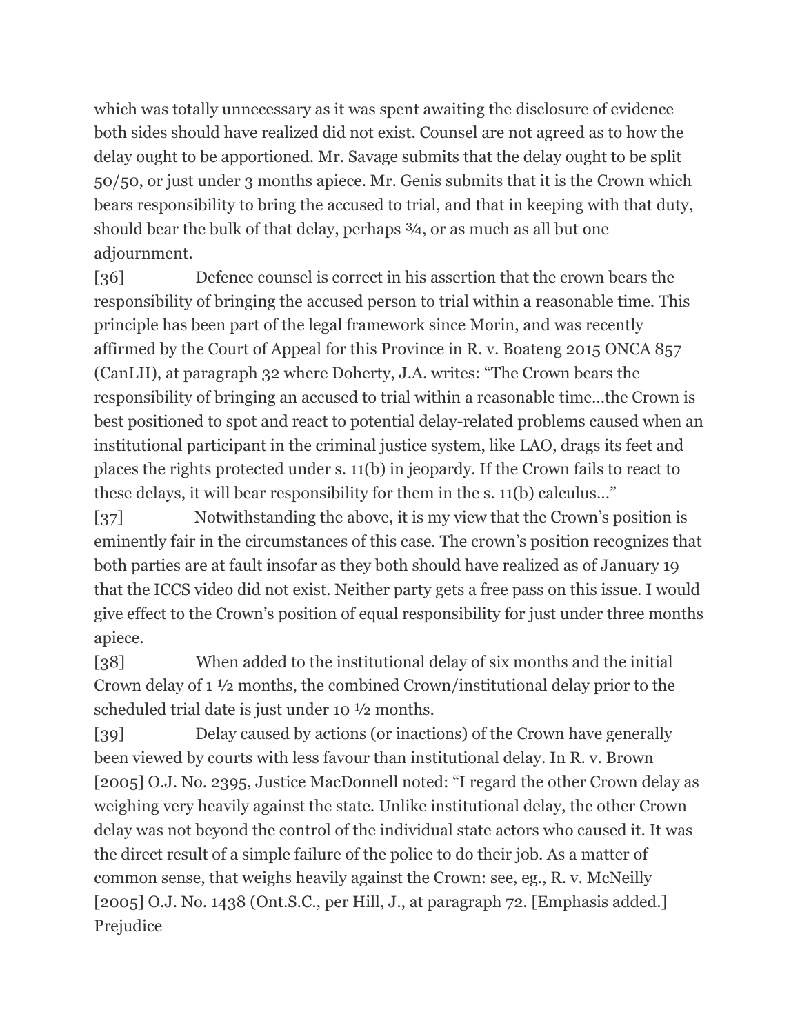which was totally unnecessary as it was spent awaiting the disclosure of evidence both sides should have realized did not exist. Counsel are not agreed as to how the delay ought to be apportioned. Mr. Savage submits that the delay ought to be split 50/50, or just under 3 months apiece. Mr. Genis submits that it is the Crown which bears responsibility to bring the accused to trial, and that in keeping with that duty, should bear the bulk of that delay, perhaps ¾, or as much as all but one adjournment.

[36] Defence counsel is correct in his assertion that the crown bears the responsibility of bringing the accused person to trial within a reasonable time. This principle has been part of the legal framework since Morin, and was recently affirmed by the Court of Appeal for this Province in R. v. Boateng 2015 ONCA 857 (CanLII), at paragraph 32 where Doherty, J.A. writes: "The Crown bears the responsibility of bringing an accused to trial within a reasonable time…the Crown is best positioned to spot and react to potential delay-related problems caused when an institutional participant in the criminal justice system, like LAO, drags its feet and places the rights protected under s. 11(b) in jeopardy. If the Crown fails to react to these delays, it will bear responsibility for them in the s. 11(b) calculus…"

[37] Notwithstanding the above, it is my view that the Crown's position is eminently fair in the circumstances of this case. The crown's position recognizes that both parties are at fault insofar as they both should have realized as of January 19 that the ICCS video did not exist. Neither party gets a free pass on this issue. I would give effect to the Crown's position of equal responsibility for just under three months apiece.

[38] When added to the institutional delay of six months and the initial Crown delay of 1 ½ months, the combined Crown/institutional delay prior to the scheduled trial date is just under 10 ½ months.

[39] Delay caused by actions (or inactions) of the Crown have generally been viewed by courts with less favour than institutional delay. In R. v. Brown [2005] O.J. No. 2395, Justice MacDonnell noted: "I regard the other Crown delay as weighing very heavily against the state. Unlike institutional delay, the other Crown delay was not beyond the control of the individual state actors who caused it. It was the direct result of a simple failure of the police to do their job. As a matter of common sense, that weighs heavily against the Crown: see, eg., R. v. McNeilly [2005] O.J. No. 1438 (Ont.S.C., per Hill, J., at paragraph 72. [Emphasis added.]

Prejudice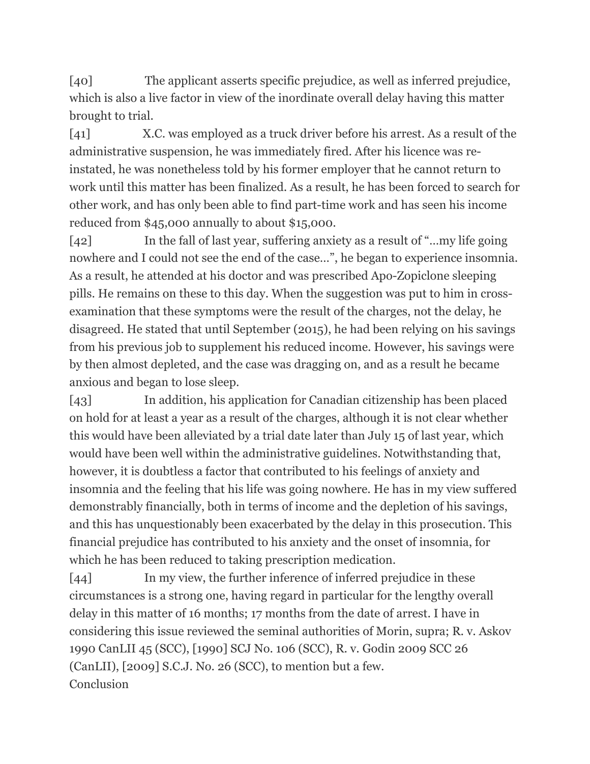[40] The applicant asserts specific prejudice, as well as inferred prejudice, which is also a live factor in view of the inordinate overall delay having this matter brought to trial.

[41] X.C. was employed as a truck driver before his arrest. As a result of the administrative suspension, he was immediately fired. After his licence was re-instated, he was nonetheless told by his former employer that he cannot return to work until this matter has been finalized. As a result, he has been forced to search for other work, and has only been able to find part-time work and has seen his income reduced from $45,000 annually to about $15,000.

[42] In the fall of last year, suffering anxiety as a result of "…my life going nowhere and I could not see the end of the case…", he began to experience insomnia. As a result, he attended at his doctor and was prescribed Apo-Zopiclone sleeping pills. He remains on these to this day. When the suggestion was put to him in cross-examination that these symptoms were the result of the charges, not the delay, he disagreed. He stated that until September (2015), he had been relying on his savings from his previous job to supplement his reduced income. However, his savings were by then almost depleted, and the case was dragging on, and as a result he became anxious and began to lose sleep.

[43] In addition, his application for Canadian citizenship has been placed on hold for at least a year as a result of the charges, although it is not clear whether this would have been alleviated by a trial date later than July 15 of last year, which would have been well within the administrative guidelines. Notwithstanding that, however, it is doubtless a factor that contributed to his feelings of anxiety and insomnia and the feeling that his life was going nowhere. He has in my view suffered demonstrably financially, both in terms of income and the depletion of his savings, and this has unquestionably been exacerbated by the delay in this prosecution. This financial prejudice has contributed to his anxiety and the onset of insomnia, for which he has been reduced to taking prescription medication.

[44] In my view, the further inference of inferred prejudice in these circumstances is a strong one, having regard in particular for the lengthy overall delay in this matter of 16 months; 17 months from the date of arrest. I have in considering this issue reviewed the seminal authorities of Morin, supra; R. v. Askov 1990 CanLII 45 (SCC), [1990] SCJ No. 106 (SCC), R. v. Godin 2009 SCC 26 (CanLII), [2009] S.C.J. No. 26 (SCC), to mention but a few.

Conclusion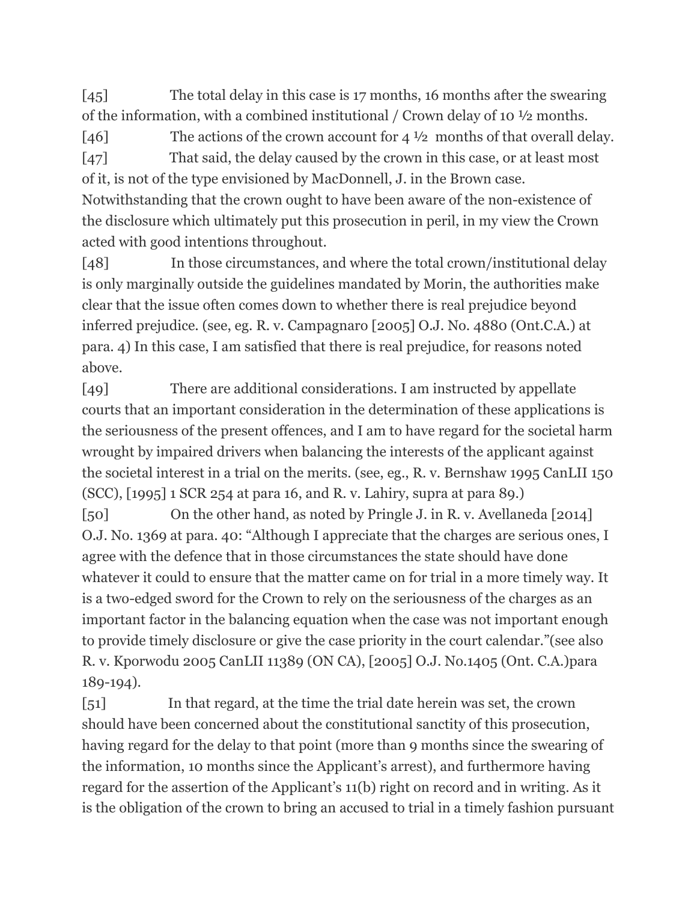[45] The total delay in this case is 17 months, 16 months after the swearing of the information, with a combined institutional / Crown delay of 10 ½ months.

[46] The actions of the crown account for 4 ½ months of that overall delay.

[47] That said, the delay caused by the crown in this case, or at least most of it, is not of the type envisioned by MacDonnell, J. in the Brown case. Notwithstanding that the crown ought to have been aware of the non-existence of the disclosure which ultimately put this prosecution in peril, in my view the Crown acted with good intentions throughout.

[48] In those circumstances, and where the total crown/institutional delay is only marginally outside the guidelines mandated by Morin, the authorities make clear that the issue often comes down to whether there is real prejudice beyond inferred prejudice. (see, eg. R. v. Campagnaro [2005] O.J. No. 4880 (Ont.C.A.) at para. 4) In this case, I am satisfied that there is real prejudice, for reasons noted above.

[49] There are additional considerations. I am instructed by appellate courts that an important consideration in the determination of these applications is the seriousness of the present offences, and I am to have regard for the societal harm wrought by impaired drivers when balancing the interests of the applicant against the societal interest in a trial on the merits. (see, eg., R. v. Bernshaw 1995 CanLII 150 (SCC), [1995] 1 SCR 254 at para 16, and R. v. Lahiry, supra at para 89.)

[50] On the other hand, as noted by Pringle J. in R. v. Avellaneda [2014] O.J. No. 1369 at para. 40: "Although I appreciate that the charges are serious ones, I agree with the defence that in those circumstances the state should have done whatever it could to ensure that the matter came on for trial in a more timely way. It is a two-edged sword for the Crown to rely on the seriousness of the charges as an important factor in the balancing equation when the case was not important enough to provide timely disclosure or give the case priority in the court calendar."(see also R. v. Kporwodu 2005 CanLII 11389 (ON CA), [2005] O.J. No.1405 (Ont. C.A.)para 189-194).

[51] In that regard, at the time the trial date herein was set, the crown should have been concerned about the constitutional sanctity of this prosecution, having regard for the delay to that point (more than 9 months since the swearing of the information, 10 months since the Applicant's arrest), and furthermore having regard for the assertion of the Applicant's 11(b) right on record and in writing. As it is the obligation of the crown to bring an accused to trial in a timely fashion pursuant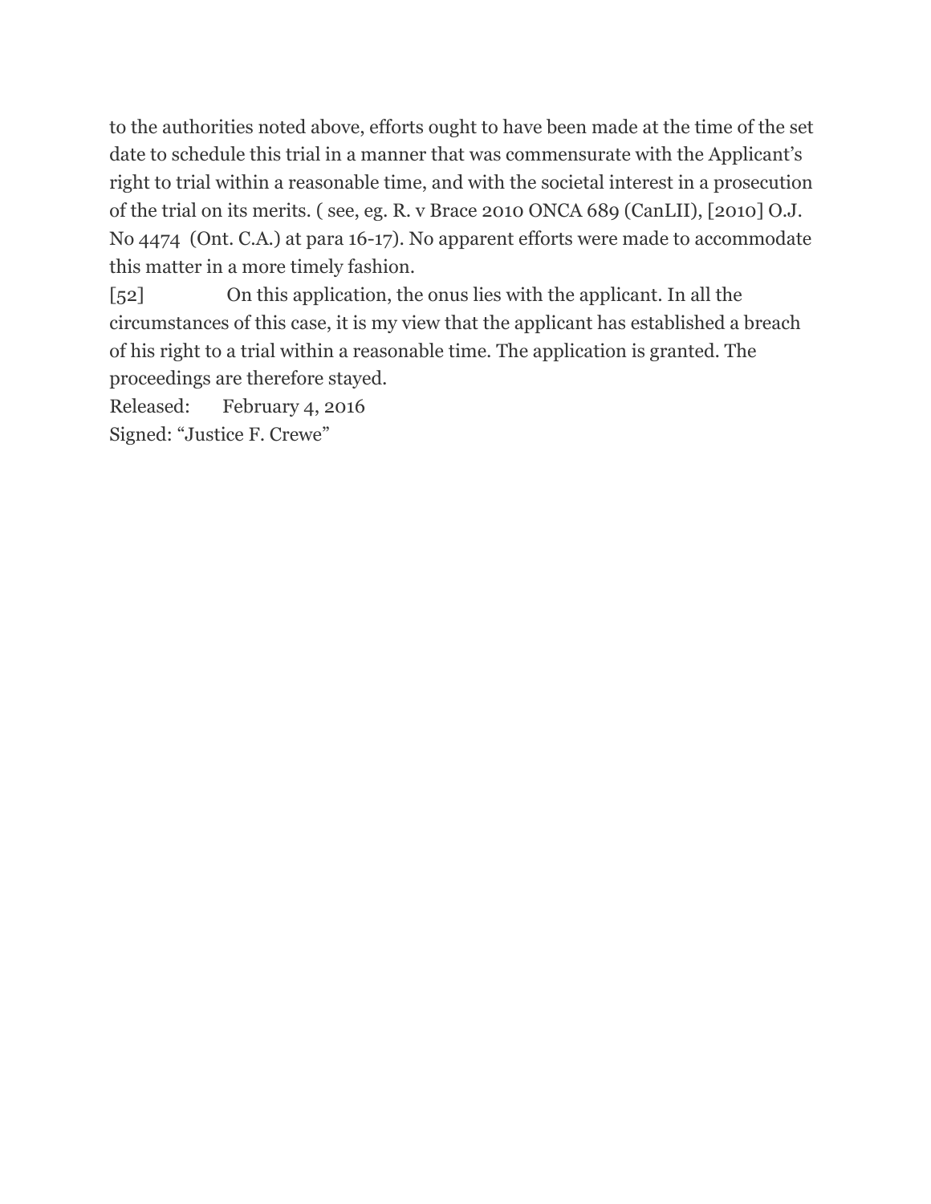to the authorities noted above, efforts ought to have been made at the time of the set date to schedule this trial in a manner that was commensurate with the Applicant's right to trial within a reasonable time, and with the societal interest in a prosecution of the trial on its merits. ( see, eg. R. v Brace 2010 ONCA 689 (CanLII), [2010] O.J. No 4474 (Ont. C.A.) at para 16-17). No apparent efforts were made to accommodate this matter in a more timely fashion.

[52] On this application, the onus lies with the applicant. In all the circumstances of this case, it is my view that the applicant has established a breach of his right to a trial within a reasonable time. The application is granted. The proceedings are therefore stayed.

Released: February 4, 2016

Signed: "Justice F. Crewe"